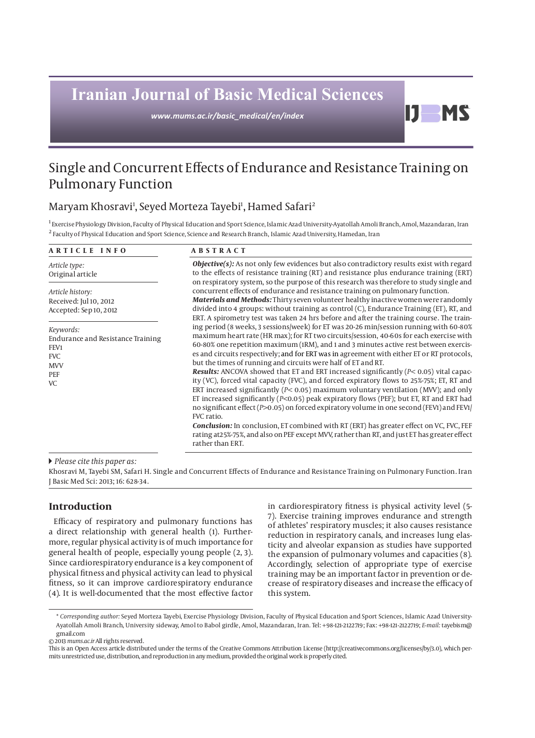# Iranian Journal of Basic Medical Sciences

*www.mums.ac.ir/basic_medical/en/index*

## Single and Concurrent Effects of Endurance and Resistance Training on Pulmonary Function

Maryam Khosravi[1], Seyed Morteza Tayebi[1], Hamed Safari[2]

[1] Exercise Physiology Division, Faculty of Physical Education and Sport Science, Islamic Azad University-Ayatollah Amoli Branch, Amol, Mazandaran, Iran
[2] Faculty of Physical Education and Sport Science, Science and Research Branch, Islamic Azad University, Hamedan, Iran

**ARTICLE INFO**

*Article type:*
Original article

*Article history:*
Received: Jul 10, 2012
Accepted: Sep 10, 2012

*Keywords:*
Endurance and Resistance Training
FEV1
FVC
MVV
PEF
VC

**ABSTRACT**

***Objective(s):*** As not only few evidences but also contradictory results exist with regard to the effects of resistance training (RT) and resistance plus endurance training (ERT) on respiratory system, so the purpose of this research was therefore to study single and concurrent effects of endurance and resistance training on pulmonary function.

***Materials and Methods:*** Thirty seven volunteer healthy inactive women were randomly divided into 4 groups: without training as control (C), Endurance Training (ET), RT, and ERT. A spirometry test was taken 24 hrs before and after the training course. The training period (8 weeks, 3 sessions/week) for ET was 20-26 min/session running with 60-80% maximum heart rate (HR max); for RT two circuits/session, 40-60s for each exercise with 60-80% one repetition maximum (1RM), and 1 and 3 minutes active rest between exercises and circuits respectively; and for ERT was in agreement with either ET or RT protocols, but the times of running and circuits were half of ET and RT.

***Results:*** ANCOVA showed that ET and ERT increased significantly ($P< 0.05$) vital capacity (VC), forced vital capacity (FVC), and forced expiratory flows to 25%-75%; ET, RT and ERT increased significantly ($P< 0.05$) maximum voluntary ventilation (MVV); and only ET increased significantly ($P<0.05$) peak expiratory flows (PEF); but ET, RT and ERT had no significant effect ($P>0.05$) on forced expiratory volume in one second (FEV1) and FEV1/FVC ratio.

***Conclusion:*** In conclusion, ET combined with RT (ERT) has greater effect on VC, FVC, FEF rating at25%-75%, and also on PEF except MVV, rather than RT, and just ET has greater effect rather than ERT.

▸ *Please cite this paper as:*
Khosravi M, Tayebi SM, Safari H. Single and Concurrent Effects of Endurance and Resistance Training on Pulmonary Function. Iran J Basic Med Sci: 2013; 16: 628-34.

## Introduction

Efficacy of respiratory and pulmonary functions has a direct relationship with general health (1). Furthermore, regular physical activity is of much importance for general health of people, especially young people (2, 3). Since cardiorespiratory endurance is a key component of physical fitness and physical activity can lead to physical fitness, so it can improve cardiorespiratory endurance (4). It is well-documented that the most effective factor in cardiorespiratory fitness is physical activity level (5-7). Exercise training improves endurance and strength of athletes' respiratory muscles; it also causes resistance reduction in respiratory canals, and increases lung elasticity and alveolar expansion as studies have supported the expansion of pulmonary volumes and capacities (8). Accordingly, selection of appropriate type of exercise training may be an important factor in prevention or decrease of respiratory diseases and increase the efficacy of this system.

\* *Corresponding author:* Seyed Morteza Tayebi, Exercise Physiology Division, Faculty of Physical Education and Sport Sciences, Islamic Azad University-Ayatollah Amoli Branch, University sideway, Amol to Babol girdle, Amol, Mazandaran, Iran. Tel: +98-121-2122719; Fax: +98-121-2122719; *E-mail:* tayebism@gmail.com

© 2013 *mums.ac.ir* All rights reserved.

This is an Open Access article distributed under the terms of the Creative Commons Attribution License (http://creativecommons.org/licenses/by/3.0), which permits unrestricted use, distribution, and reproduction in any medium, provided the original work is properly cited.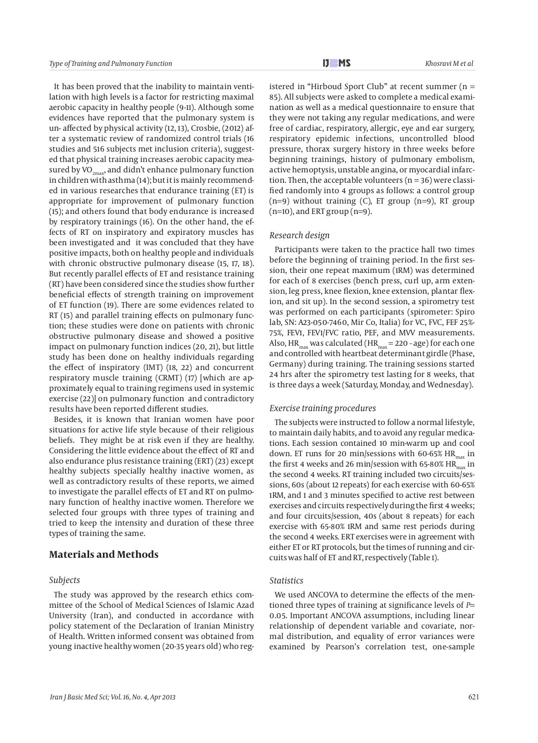It has been proved that the inability to maintain ventilation with high levels is a factor for restricting maximal aerobic capacity in healthy people (9-11). Although some evidences have reported that the pulmonary system is un- affected by physical activity (12, 13), Crosbie, (2012) after a systematic review of randomized control trials (16 studies and 516 subjects met inclusion criteria), suggested that physical training increases aerobic capacity measured by $VO_{2max}$, and didn't enhance pulmonary function in children with asthma (14); but it is mainly recommended in various researches that endurance training (ET) is appropriate for improvement of pulmonary function (15); and others found that body endurance is increased by respiratory trainings (16). On the other hand, the effects of RT on inspiratory and expiratory muscles has been investigated and it was concluded that they have positive impacts, both on healthy people and individuals with chronic obstructive pulmonary disease (15, 17, 18). But recently parallel effects of ET and resistance training (RT) have been considered since the studies show further beneficial effects of strength training on improvement of ET function (19). There are some evidences related to RT (15) and parallel training effects on pulmonary function; these studies were done on patients with chronic obstructive pulmonary disease and showed a positive impact on pulmonary function indices (20, 21), but little study has been done on healthy individuals regarding the effect of inspiratory (IMT) (18, 22) and concurrent respiratory muscle training (CRMT) (17) [which are approximately equal to training regimens used in systemic exercise (22)] on pulmonary function and contradictory results have been reported different studies.

Besides, it is known that Iranian women have poor situations for active life style because of their religious beliefs. They might be at risk even if they are healthy. Considering the little evidence about the effect of RT and also endurance plus resistance training (ERT) (23) except healthy subjects specially healthy inactive women, as well as contradictory results of these reports, we aimed to investigate the parallel effects of ET and RT on pulmonary function of healthy inactive women. Therefore we selected four groups with three types of training and tried to keep the intensity and duration of these three types of training the same.

## Materials and Methods

### *Subjects*

The study was approved by the research ethics committee of the School of Medical Sciences of Islamic Azad University (Iran), and conducted in accordance with policy statement of the Declaration of Iranian Ministry of Health. Written informed consent was obtained from young inactive healthy women (20-35 years old) who registered in "Hirboud Sport Club" at recent summer (n = 85). All subjects were asked to complete a medical examination as well as a medical questionnaire to ensure that they were not taking any regular medications, and were free of cardiac, respiratory, allergic, eye and ear surgery, respiratory epidemic infections, uncontrolled blood pressure, thorax surgery history in three weeks before beginning trainings, history of pulmonary embolism, active hemoptysis, unstable angina, or myocardial infarction. Then, the acceptable volunteers (n = 36) were classified randomly into 4 groups as follows: a control group (n=9) without training (C), ET group (n=9), RT group (n=10), and ERT group (n=9).

### *Research design*

Participants were taken to the practice hall two times before the beginning of training period. In the first session, their one repeat maximum (1RM) was determined for each of 8 exercises (bench press, curl up, arm extension, leg press, knee flexion, knee extension, plantar flexion, and sit up). In the second session, a spirometry test was performed on each participants (spirometer: Spiro lab, SN: A23-050-7460, Mir Co, Italia) for VC, FVC, FEF 25%-75%, FEV1, FEV1/FVC ratio, PEF, and MVV measurements. Also, $HR_{max}$ was calculated ($HR_{max}$ = 220 - age) for each one and controlled with heartbeat determinant girdle (Phase, Germany) during training. The training sessions started 24 hrs after the spirometry test lasting for 8 weeks, that is three days a week (Saturday, Monday, and Wednesday).

### *Exercise training procedures*

The subjects were instructed to follow a normal lifestyle, to maintain daily habits, and to avoid any regular medications. Each session contained 10 min-warm up and cool down. ET runs for 20 min/sessions with 60-65% $HR_{max}$ in the first 4 weeks and 26 min/session with 65-80% $HR_{max}$ in the second 4 weeks. RT training included two circuits/sessions, 60s (about 12 repeats) for each exercise with 60-65% 1RM, and 1 and 3 minutes specified to active rest between exercises and circuits respectively during the first 4 weeks; and four circuits/session, 40s (about 8 repeats) for each exercise with 65-80% 1RM and same rest periods during the second 4 weeks. ERT exercises were in agreement with either ET or RT protocols, but the times of running and circuits was half of ET and RT, respectively (Table 1).

### *Statistics*

We used ANCOVA to determine the effects of the mentioned three types of training at significance levels of *P*= 0.05. Important ANCOVA assumptions, including linear relationship of dependent variable and covariate, normal distribution, and equality of error variances were examined by Pearson's correlation test, one-sample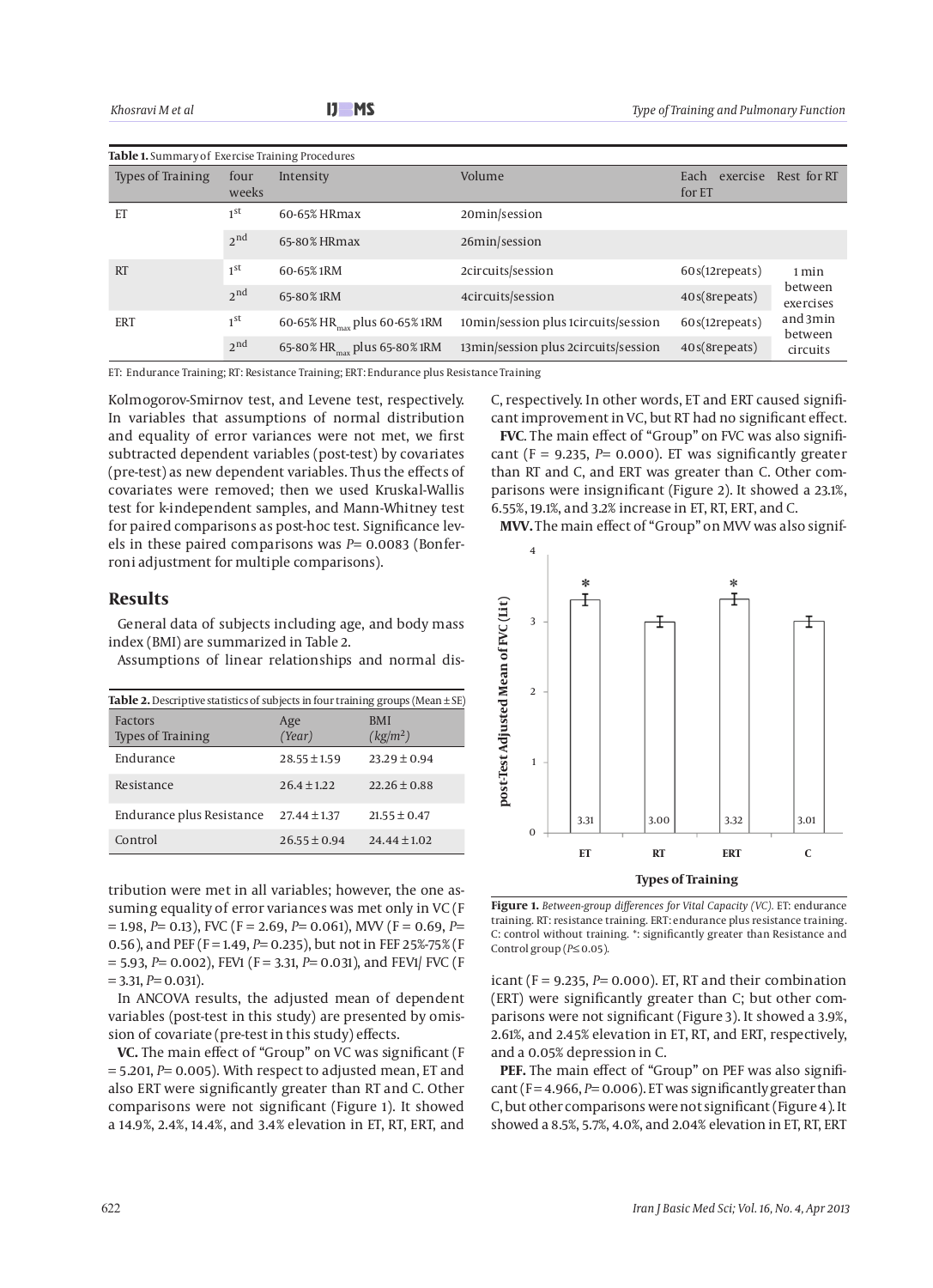**Table 1.** Summary of Exercise Training Procedures

| Types of Training | four weeks | Intensity | Volume | Each exercise for ET | Rest for RT |
|---|---|---|---|---|---|
| ET | 1st | 60-65% HRmax | 20min/session | | |
| | 2nd | 65-80% HRmax | 26min/session | | |
| RT | 1st | 60-65% 1RM | 2circuits/session | 60s(12repeats) | 1 min between exercises and 3min between circuits |
| | 2nd | 65-80% 1RM | 4circuits/session | 40s(8repeats) | |
| ERT | 1st | 60-65% $HR_{max}$ plus 60-65% 1RM | 10min/session plus 1circuits/session | 60s(12repeats) | |
| | 2nd | 65-80% $HR_{max}$ plus 65-80% 1RM | 13min/session plus 2circuits/session | 40s(8repeats) | |

ET: Endurance Training; RT: Resistance Training; ERT: Endurance plus Resistance Training

Kolmogorov-Smirnov test, and Levene test, respectively. In variables that assumptions of normal distribution and equality of error variances were not met, we first subtracted dependent variables (post-test) by covariates (pre-test) as new dependent variables. Thus the effects of covariates were removed; then we used Kruskal-Wallis test for k-independent samples, and Mann-Whitney test for paired comparisons as post-hoc test. Significance levels in these paired comparisons was $P$= 0.0083 (Bonferroni adjustment for multiple comparisons).

## Results

General data of subjects including age, and body mass index (BMI) are summarized in Table 2.

Assumptions of linear relationships and normal distribution were met in all variables; however, the one assuming equality of error variances was met only in VC (F = 1.98, $P$= 0.13), FVC (F = 2.69, $P$= 0.061), MVV (F = 0.69, $P$= 0.56), and PEF (F = 1.49, $P$= 0.235), but not in FEF 25%-75% (F = 5.93, $P$= 0.002), FEV1 (F = 3.31, $P$= 0.031), and FEV1/ FVC (F = 3.31, $P$= 0.031).

**Table 2.** Descriptive statistics of subjects in four training groups (Mean ± SE)

| Factors / Types of Training | Age (Year) | BMI ($kg/m^2$) |
|---|---|---|
| Endurance | 28.55 ± 1.59 | 23.29 ± 0.94 |
| Resistance | 26.4 ± 1.22 | 22.26 ± 0.88 |
| Endurance plus Resistance | 27.44 ± 1.37 | 21.55 ± 0.47 |
| Control | 26.55 ± 0.94 | 24.44 ± 1.02 |

In ANCOVA results, the adjusted mean of dependent variables (post-test in this study) are presented by omission of covariate (pre-test in this study) effects.

**VC.** The main effect of "Group" on VC was significant (F = 5.201, $P$= 0.005). With respect to adjusted mean, ET and also ERT were significantly greater than RT and C. Other comparisons were not significant (Figure 1). It showed a 14.9%, 2.4%, 14.4%, and 3.4% elevation in ET, RT, ERT, and C, respectively. In other words, ET and ERT caused significant improvement in VC, but RT had no significant effect.

**FVC**. The main effect of "Group" on FVC was also significant (F = 9.235, $P$= 0.000). ET was significantly greater than RT and C, and ERT was greater than C. Other comparisons were insignificant (Figure 2). It showed a 23.1%, 6.55%, 19.1%, and 3.2% increase in ET, RT, ERT, and C.

**MVV.** The main effect of "Group" on MVV was also significant (F = 9.235, $P$= 0.000). ET, RT and their combination (ERT) were significantly greater than C; but other comparisons were not significant (Figure 3). It showed a 3.9%, 2.61%, and 2.45% elevation in ET, RT, and ERT, respectively, and a 0.05% depression in C.

**Figure 1.** *Between-group differences for Vital Capacity (VC).* ET: endurance training. RT: resistance training. ERT: endurance plus resistance training. C: control without training. *: significantly greater than Resistance and Control group ($P$≤ 0.05).

**PEF.** The main effect of "Group" on PEF was also significant (F = 4.966, $P$= 0.006). ET was significantly greater than C, but other comparisons were not significant (Figure 4). It showed a 8.5%, 5.7%, 4.0%, and 2.04% elevation in ET, RT, ERT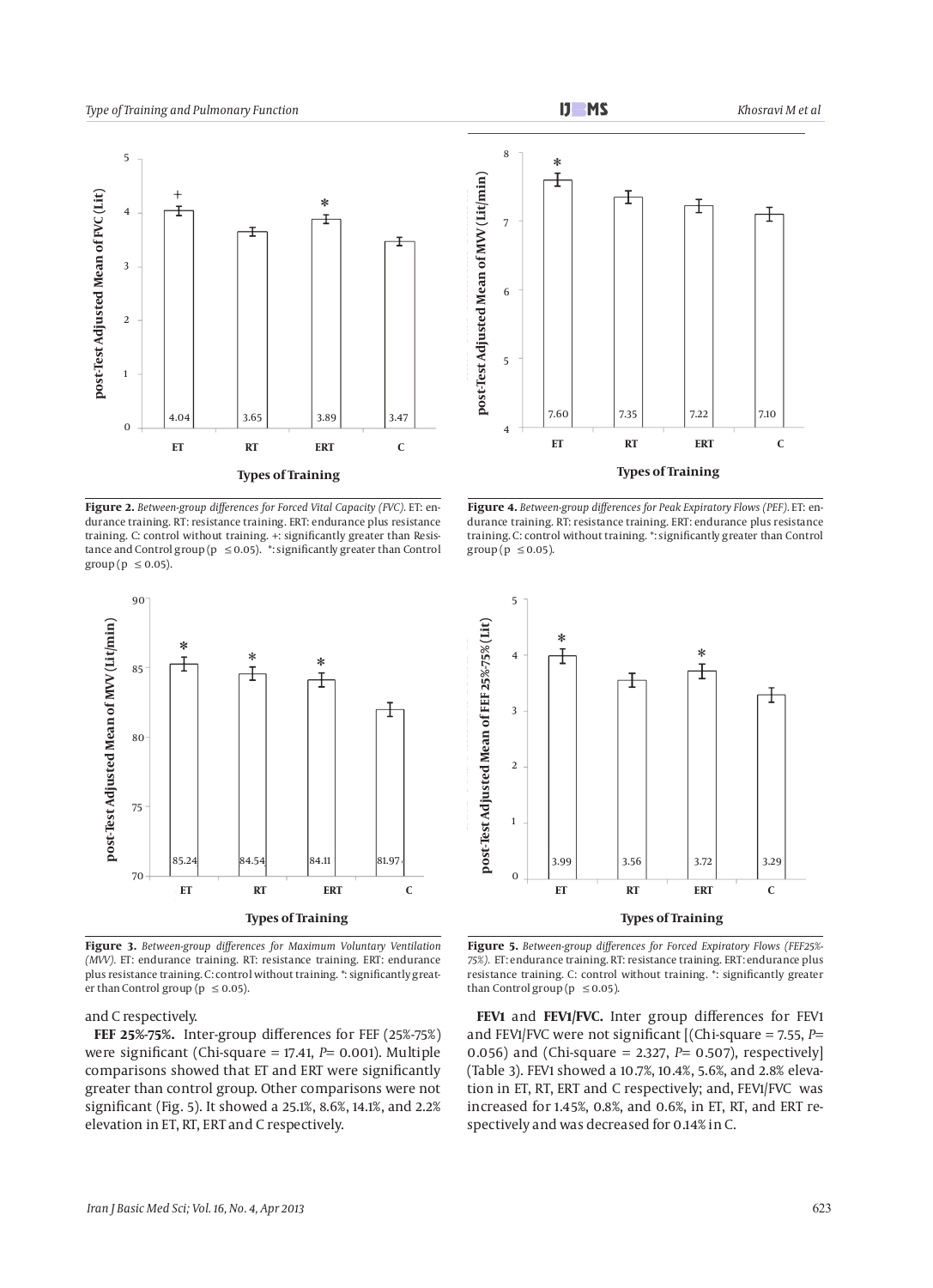post-Test Adjusted Mean of FVC (Lit)

5
4
3
2
1
0

+ *

4.04 3.65 3.89 3.47

ET RT ERT C

Types of Training

**Figure 2.** *Between-group differences for Forced Vital Capacity (FVC).* ET: endurance training. RT: resistance training. ERT: endurance plus resistance training. C: control without training. +: significantly greater than Resistance and Control group ($p \leq 0.05$). *: significantly greater than Control group ($p \leq 0.05$).

post-Test Adjusted Mean of MVV (Lit/min)

8
7
6
5
4

*

7.60 7.35 7.22 7.10

ET RT ERT C

Types of Training

**Figure 4.** *Between-group differences for Peak Expiratory Flows (PEF).* ET: endurance training. RT: resistance training. ERT: endurance plus resistance training. C: control without training. *: significantly greater than Control group ($p \leq 0.05$).

post-Test Adjusted Mean of MVV (Lit/min)

90
85
80
75
70

* * *

85.24 84.54 84.11 81.97

ET RT ERT C

Types of Training

**Figure 3.** *Between-group differences for Maximum Voluntary Ventilation (MVV).* ET: endurance training. RT: resistance training. ERT: endurance plus resistance training. C: control without training. *: significantly greater than Control group ($p \leq 0.05$).

post-Test Adjusted Mean of FEF 25%-75% (Lit)

5
4
3
2
1
0

* *

3.99 3.56 3.72 3.29

ET RT ERT C

Types of Training

**Figure 5.** *Between-group differences for Forced Expiratory Flows (FEF25%-75%).* ET: endurance training. RT: resistance training. ERT: endurance plus resistance training. C: control without training. *: significantly greater than Control group ($p \leq 0.05$).

and C respectively.

**FEF 25%-75%.** Inter-group differences for FEF (25%-75%) were significant (Chi-square = 17.41, $P$= 0.001). Multiple comparisons showed that ET and ERT were significantly greater than control group. Other comparisons were not significant (Fig. 5). It showed a 25.1%, 8.6%, 14.1%, and 2.2% elevation in ET, RT, ERT and C respectively.

**FEV1** and **FEV1/FVC.** Inter group differences for FEV1 and FEV1/FVC were not significant [(Chi-square = 7.55, $P$= 0.056) and (Chi-square = 2.327, $P$= 0.507), respectively] (Table 3). FEV1 showed a 10.7%, 10.4%, 5.6%, and 2.8% elevation in ET, RT, ERT and C respectively; and, FEV1/FVC was increased for 1.45%, 0.8%, and 0.6%, in ET, RT, and ERT respectively and was decreased for 0.14% in C.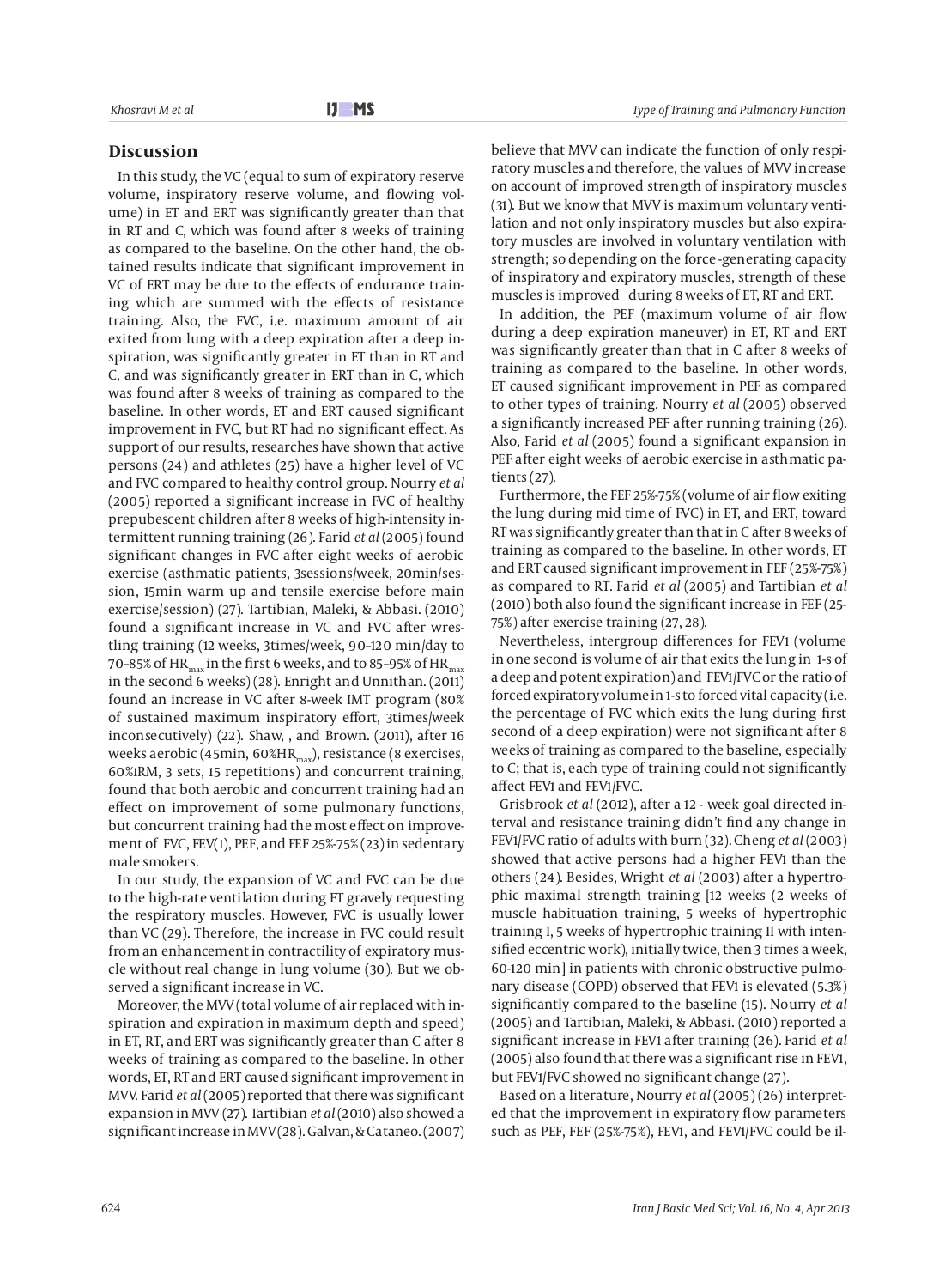## Discussion

In this study, the VC (equal to sum of expiratory reserve volume, inspiratory reserve volume, and flowing volume) in ET and ERT was significantly greater than that in RT and C, which was found after 8 weeks of training as compared to the baseline. On the other hand, the obtained results indicate that significant improvement in VC of ERT may be due to the effects of endurance training which are summed with the effects of resistance training. Also, the FVC, i.e. maximum amount of air exited from lung with a deep expiration after a deep inspiration, was significantly greater in ET than in RT and C, and was significantly greater in ERT than in C, which was found after 8 weeks of training as compared to the baseline. In other words, ET and ERT caused significant improvement in FVC, but RT had no significant effect. As support of our results, researches have shown that active persons (24) and athletes (25) have a higher level of VC and FVC compared to healthy control group. Nourry *et al* (2005) reported a significant increase in FVC of healthy prepubescent children after 8 weeks of high-intensity intermittent running training (26). Farid *et al* (2005) found significant changes in FVC after eight weeks of aerobic exercise (asthmatic patients, 3sessions/week, 20min/session, 15min warm up and tensile exercise before main exercise/session) (27). Tartibian, Maleki, & Abbasi. (2010) found a significant increase in VC and FVC after wrestling training (12 weeks, 3times/week, 90–120 min/day to 70–85% of $HR_{max}$ in the first 6 weeks, and to 85–95% of $HR_{max}$ in the second 6 weeks) (28). Enright and Unnithan. (2011) found an increase in VC after 8-week IMT program (80% of sustained maximum inspiratory effort, 3times/week inconsecutively) (22). Shaw, , and Brown. (2011), after 16 weeks aerobic (45min, 60%$HR_{max}$), resistance (8 exercises, 60%1RM, 3 sets, 15 repetitions) and concurrent training, found that both aerobic and concurrent training had an effect on improvement of some pulmonary functions, but concurrent training had the most effect on improvement of FVC, FEV(1), PEF, and FEF 25%-75% (23) in sedentary male smokers.

In our study, the expansion of VC and FVC can be due to the high-rate ventilation during ET gravely requesting the respiratory muscles. However, FVC is usually lower than VC (29). Therefore, the increase in FVC could result from an enhancement in contractility of expiratory muscle without real change in lung volume (30). But we observed a significant increase in VC.

Moreover, the MVV (total volume of air replaced with inspiration and expiration in maximum depth and speed) in ET, RT, and ERT was significantly greater than C after 8 weeks of training as compared to the baseline. In other words, ET, RT and ERT caused significant improvement in MVV. Farid *et al* (2005) reported that there was significant expansion in MVV (27). Tartibian *et al* (2010) also showed a significant increase in MVV (28). Galvan, & Cataneo. (2007) believe that MVV can indicate the function of only respiratory muscles and therefore, the values of MVV increase on account of improved strength of inspiratory muscles (31). But we know that MVV is maximum voluntary ventilation and not only inspiratory muscles but also expiratory muscles are involved in voluntary ventilation with strength; so depending on the force -generating capacity of inspiratory and expiratory muscles, strength of these muscles is improved during 8 weeks of ET, RT and ERT.

In addition, the PEF (maximum volume of air flow during a deep expiration maneuver) in ET, RT and ERT was significantly greater than that in C after 8 weeks of training as compared to the baseline. In other words, ET caused significant improvement in PEF as compared to other types of training. Nourry *et al* (2005) observed a significantly increased PEF after running training (26). Also, Farid *et al* (2005) found a significant expansion in PEF after eight weeks of aerobic exercise in asthmatic patients (27).

Furthermore, the FEF 25%-75% (volume of air flow exiting the lung during mid time of FVC) in ET, and ERT, toward RT was significantly greater than that in C after 8 weeks of training as compared to the baseline. In other words, ET and ERT caused significant improvement in FEF (25%-75%) as compared to RT. Farid *et al* (2005) and Tartibian *et al* (2010) both also found the significant increase in FEF (25-75%) after exercise training (27, 28).

Nevertheless, intergroup differences for FEV1 (volume in one second is volume of air that exits the lung in 1-s of a deep and potent expiration) and FEV1/FVC or the ratio of forced expiratory volume in 1-s to forced vital capacity (i.e. the percentage of FVC which exits the lung during first second of a deep expiration) were not significant after 8 weeks of training as compared to the baseline, especially to C; that is, each type of training could not significantly affect FEV1 and FEV1/FVC.

Grisbrook *et al* (2012), after a 12 - week goal directed interval and resistance training didn't find any change in FEV1/FVC ratio of adults with burn (32). Cheng *et al* (2003) showed that active persons had a higher FEV1 than the others (24). Besides, Wright *et al* (2003) after a hypertrophic maximal strength training [12 weeks (2 weeks of muscle habituation training, 5 weeks of hypertrophic training I, 5 weeks of hypertrophic training II with intensified eccentric work), initially twice, then 3 times a week, 60-120 min] in patients with chronic obstructive pulmonary disease (COPD) observed that FEV1 is elevated (5.3%) significantly compared to the baseline (15). Nourry *et al* (2005) and Tartibian, Maleki, & Abbasi. (2010) reported a significant increase in FEV1 after training (26). Farid *et al* (2005) also found that there was a significant rise in FEV1, but FEV1/FVC showed no significant change (27).

Based on a literature, Nourry *et al* (2005) (26) interpreted that the improvement in expiratory flow parameters such as PEF, FEF (25%-75%), FEV1, and FEV1/FVC could be il-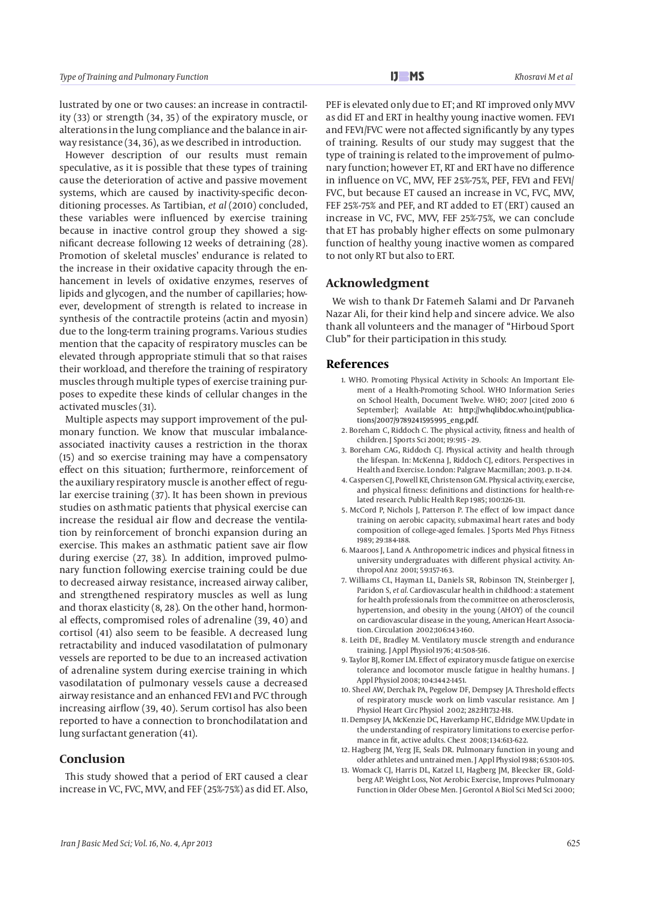lustrated by one or two causes: an increase in contractility (33) or strength (34, 35) of the expiratory muscle, or alterations in the lung compliance and the balance in airway resistance (34, 36), as we described in introduction.

However description of our results must remain speculative, as it is possible that these types of training cause the deterioration of active and passive movement systems, which are caused by inactivity-specific deconditioning processes. As Tartibian, *et al* (2010) concluded, these variables were influenced by exercise training because in inactive control group they showed a significant decrease following 12 weeks of detraining (28). Promotion of skeletal muscles' endurance is related to the increase in their oxidative capacity through the enhancement in levels of oxidative enzymes, reserves of lipids and glycogen, and the number of capillaries; however, development of strength is related to increase in synthesis of the contractile proteins (actin and myosin) due to the long-term training programs. Various studies mention that the capacity of respiratory muscles can be elevated through appropriate stimuli that so that raises their workload, and therefore the training of respiratory muscles through multiple types of exercise training purposes to expedite these kinds of cellular changes in the activated muscles (31).

Multiple aspects may support improvement of the pulmonary function. We know that muscular imbalance-associated inactivity causes a restriction in the thorax (15) and so exercise training may have a compensatory effect on this situation; furthermore, reinforcement of the auxiliary respiratory muscle is another effect of regular exercise training (37). It has been shown in previous studies on asthmatic patients that physical exercise can increase the residual air flow and decrease the ventilation by reinforcement of bronchi expansion during an exercise. This makes an asthmatic patient save air flow during exercise (27, 38). In addition, improved pulmonary function following exercise training could be due to decreased airway resistance, increased airway caliber, and strengthened respiratory muscles as well as lung and thorax elasticity (8, 28). On the other hand, hormonal effects, compromised roles of adrenaline (39, 40) and cortisol (41) also seem to be feasible. A decreased lung retractability and induced vasodilatation of pulmonary vessels are reported to be due to an increased activation of adrenaline system during exercise training in which vasodilatation of pulmonary vessels cause a decreased airway resistance and an enhanced FEV1 and FVC through increasing airflow (39, 40). Serum cortisol has also been reported to have a connection to bronchodilatation and lung surfactant generation (41).

## Conclusion

This study showed that a period of ERT caused a clear increase in VC, FVC, MVV, and FEF (25%-75%) as did ET. Also, PEF is elevated only due to ET; and RT improved only MVV as did ET and ERT in healthy young inactive women. FEV1 and FEV1/FVC were not affected significantly by any types of training. Results of our study may suggest that the type of training is related to the improvement of pulmonary function; however ET, RT and ERT have no difference in influence on VC, MVV, FEF 25%-75%, PEF, FEV1 and FEV1/FVC, but because ET caused an increase in VC, FVC, MVV, FEF 25%-75% and PEF, and RT added to ET (ERT) caused an increase in VC, FVC, MVV, FEF 25%-75%, we can conclude that ET has probably higher effects on some pulmonary function of healthy young inactive women as compared to not only RT but also to ERT.

## Acknowledgment

We wish to thank Dr Fatemeh Salami and Dr Parvaneh Nazar Ali, for their kind help and sincere advice. We also thank all volunteers and the manager of "Hirboud Sport Club" for their participation in this study.

## References

1. WHO. Promoting Physical Activity in Schools: An Important Element of a Health-Promoting School. WHO Information Series on School Health, Document Twelve. WHO; 2007 [cited 2010 6 September]; Available At: http://whqlibdoc.who.int/publications/2007/9789241595995_eng.pdf.
2. Boreham C, Riddoch C. The physical activity, fitness and health of children. J Sports Sci 2001; 19:915 - 29.
3. Boreham CAG, Riddoch CJ. Physical activity and health through the lifespan. In: McKenna J, Riddoch CJ, editors. Perspectives in Health and Exercise. London: Palgrave Macmillan; 2003. p. 11-24.
4. Caspersen CJ, Powell KE, Christenson GM. Physical activity, exercise, and physical fitness: definitions and distinctions for health-related research. Public Health Rep 1985; 100:126-131.
5. McCord P, Nichols J, Patterson P. The effect of low impact dance training on aerobic capacity, submaximal heart rates and body composition of college-aged females. J Sports Med Phys Fitness 1989; 29:184-188.
6. Maaroos J, Land A. Anthropometric indices and physical fitness in university undergraduates with different physical activity. Anthropol Anz 2001; 59:157-163.
7. Williams CL, Hayman LL, Daniels SR, Robinson TN, Steinberger J, Paridon S, *et al*. Cardiovascular health in childhood: a statement for health professionals from the committee on atherosclerosis, hypertension, and obesity in the young (AHOY) of the council on cardiovascular disease in the young, American Heart Association. Circulation 2002;106:143-160.
8. Leith DE, Bradley M. Ventilatory muscle strength and endurance training. J Appl Physiol 1976; 41:508-516.
9. Taylor BJ, Romer LM. Effect of expiratory muscle fatigue on exercise tolerance and locomotor muscle fatigue in healthy humans. J Appl Physiol 2008; 104:1442-1451.
10. Sheel AW, Derchak PA, Pegelow DF, Dempsey JA. Threshold effects of respiratory muscle work on limb vascular resistance. Am J Physiol Heart Circ Physiol 2002; 282:H1732-H8.
11. Dempsey JA, McKenzie DC, Haverkamp HC, Eldridge MW. Update in the understanding of respiratory limitations to exercise performance in fit, active adults. Chest 2008; 134:613-622.
12. Hagberg JM, Yerg JE, Seals DR. Pulmonary function in young and older athletes and untrained men. J Appl Physiol 1988; 65:101-105.
13. Womack CJ, Harris DL, Katzel LI, Hagberg JM, Bleecker ER, Goldberg AP. Weight Loss, Not Aerobic Exercise, Improves Pulmonary Function in Older Obese Men. J Gerontol A Biol Sci Med Sci 2000;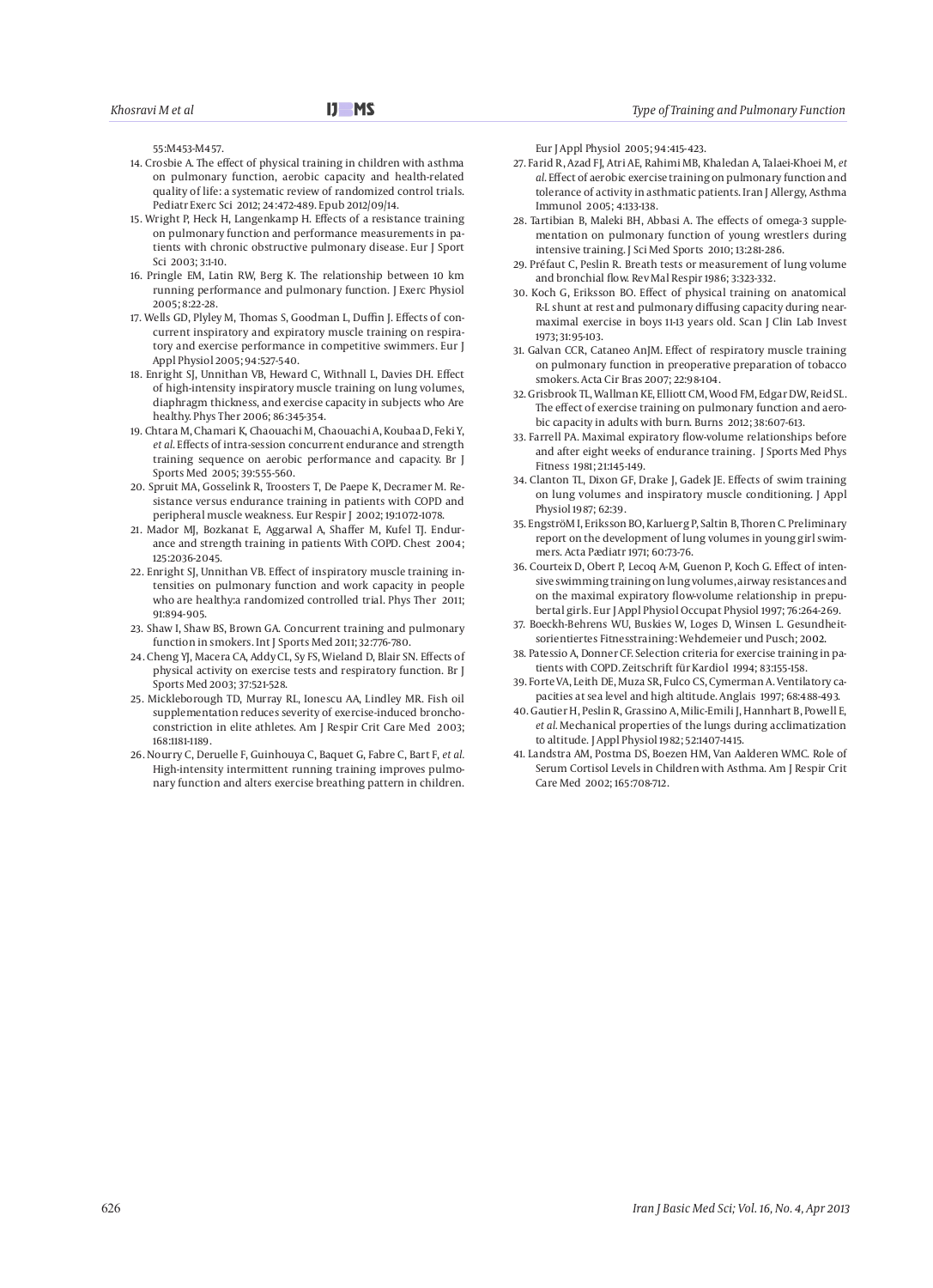55:M453-M457.

14. Crosbie A. The effect of physical training in children with asthma on pulmonary function, aerobic capacity and health-related quality of life: a systematic review of randomized control trials. Pediatr Exerc Sci 2012; 24:472-489. Epub 2012/09/14.
15. Wright P, Heck H, Langenkamp H. Effects of a resistance training on pulmonary function and performance measurements in patients with chronic obstructive pulmonary disease. Eur J Sport Sci 2003; 3:1-10.
16. Pringle EM, Latin RW, Berg K. The relationship between 10 km running performance and pulmonary function. J Exerc Physiol 2005; 8:22-28.
17. Wells GD, Plyley M, Thomas S, Goodman L, Duffin J. Effects of concurrent inspiratory and expiratory muscle training on respiratory and exercise performance in competitive swimmers. Eur J Appl Physiol 2005; 94:527-540.
18. Enright SJ, Unnithan VB, Heward C, Withnall L, Davies DH. Effect of high-intensity inspiratory muscle training on lung volumes, diaphragm thickness, and exercise capacity in subjects who Are healthy. Phys Ther 2006; 86:345-354.
19. Chtara M, Chamari K, Chaouachi M, Chaouachi A, Koubaa D, Feki Y, *et al*. Effects of intra-session concurrent endurance and strength training sequence on aerobic performance and capacity. Br J Sports Med 2005; 39:555-560.
20. Spruit MA, Gosselink R, Troosters T, De Paepe K, Decramer M. Resistance versus endurance training in patients with COPD and peripheral muscle weakness. Eur Respir J 2002; 19:1072-1078.
21. Mador MJ, Bozkanat E, Aggarwal A, Shaffer M, Kufel TJ. Endurance and strength training in patients With COPD. Chest 2004; 125:2036-2045.
22. Enright SJ, Unnithan VB. Effect of inspiratory muscle training intensities on pulmonary function and work capacity in people who are healthy:a randomized controlled trial. Phys Ther 2011; 91:894-905.
23. Shaw I, Shaw BS, Brown GA. Concurrent training and pulmonary function in smokers. Int J Sports Med 2011; 32:776-780.
24. Cheng YJ, Macera CA, Addy CL, Sy FS, Wieland D, Blair SN. Effects of physical activity on exercise tests and respiratory function. Br J Sports Med 2003; 37:521-528.
25. Mickleborough TD, Murray RL, Ionescu AA, Lindley MR. Fish oil supplementation reduces severity of exercise-induced bronchoconstriction in elite athletes. Am J Respir Crit Care Med 2003; 168:1181-1189.
26. Nourry C, Deruelle F, Guinhouya C, Baquet G, Fabre C, Bart F, *et al*. High-intensity intermittent running training improves pulmonary function and alters exercise breathing pattern in children. Eur J Appl Physiol 2005; 94:415-423.
27. Farid R, Azad FJ, Atri AE, Rahimi MB, Khaledan A, Talaei-Khoei M, *et al*. Effect of aerobic exercise training on pulmonary function and tolerance of activity in asthmatic patients. Iran J Allergy, Asthma Immunol 2005; 4:133-138.
28. Tartibian B, Maleki BH, Abbasi A. The effects of omega-3 supplementation on pulmonary function of young wrestlers during intensive training. J Sci Med Sports 2010; 13:281-286.
29. Préfaut C, Peslin R. Breath tests or measurement of lung volume and bronchial flow. Rev Mal Respir 1986; 3:323-332.
30. Koch G, Eriksson BO. Effect of physical training on anatomical R-L shunt at rest and pulmonary diffusing capacity during near-maximal exercise in boys 11-13 years old. Scan J Clin Lab Invest 1973; 31: 95-103.
31. Galvan CCR, Cataneo AnJM. Effect of respiratory muscle training on pulmonary function in preoperative preparation of tobacco smokers. Acta Cir Bras 2007; 22:98-104.
32. Grisbrook TL, Wallman KE, Elliott CM, Wood FM, Edgar DW, Reid SL. The effect of exercise training on pulmonary function and aerobic capacity in adults with burn. Burns 2012; 38:607-613.
33. Farrell PA. Maximal expiratory flow-volume relationships before and after eight weeks of endurance training. J Sports Med Phys Fitness 1981; 21:145-149.
34. Clanton TL, Dixon GF, Drake J, Gadek JE. Effects of swim training on lung volumes and inspiratory muscle conditioning. J Appl Physiol 1987; 62:39.
35. EngströM I, Eriksson BO, Karluerg P, Saltin B, Thoren C. Preliminary report on the development of lung volumes in young girl swimmers. Acta Pædiatr 1971; 60:73-76.
36. Courteix D, Obert P, Lecoq A-M, Guenon P, Koch G. Effect of intensive swimming training on lung volumes, airway resistances and on the maximal expiratory flow-volume relationship in prepubertal girls. Eur J Appl Physiol Occupat Physiol 1997; 76:264-269.
37. Boeckh-Behrens WU, Buskies W, Loges D, Winsen L. Gesundheitsorientiertes Fitnesstraining: Wehdemeier und Pusch; 2002.
38. Patessio A, Donner CF. Selection criteria for exercise training in patients with COPD. Zeitschrift für Kardiol 1994; 83:155-158.
39. Forte VA, Leith DE, Muza SR, Fulco CS, Cymerman A. Ventilatory capacities at sea level and high altitude. Anglais 1997; 68:488-493.
40. Gautier H, Peslin R, Grassino A, Milic-Emili J, Hannhart B, Powell E, *et al*. Mechanical properties of the lungs during acclimatization to altitude. J Appl Physiol 1982; 52:1407-1415.
41. Landstra AM, Postma DS, Boezen HM, Van Aalderen WMC. Role of Serum Cortisol Levels in Children with Asthma. Am J Respir Crit Care Med 2002; 165:708-712.